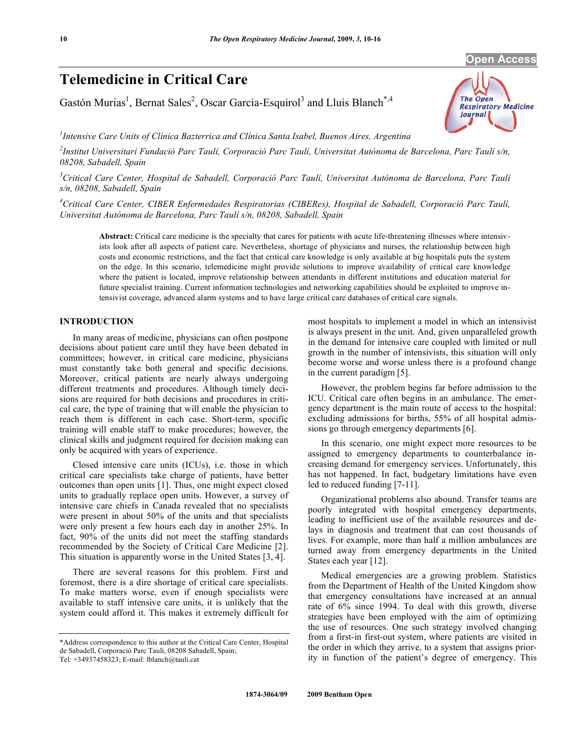# Telemedicine in Critical Care

Gastón Murias[1], Bernat Sales[2], Oscar Garcia-Esquirol[3] and Lluis Blanch[*,4]

[1]Intensive Care Units of Clínica Bazterrica and Clínica Santa Isabel, Buenos Aires, Argentina

[2]Institut Universitari Fundació Parc Taulí, Corporació Parc Taulí, Universitat Autònoma de Barcelona, Parc Taulí s/n, 08208, Sabadell, Spain

[3]Critical Care Center, Hospital de Sabadell, Corporació Parc Taulí, Universitat Autònoma de Barcelona, Parc Taulí s/n, 08208, Sabadell, Spain

[4]Critical Care Center, CIBER Enfermedades Respiratorias (CIBERes), Hospital de Sabadell, Corporació Parc Taulí, Universitat Autònoma de Barcelona, Parc Taulí s/n, 08208, Sabadell, Spain

**Abstract:** Critical care medicine is the specialty that cares for patients with acute life-threatening illnesses where intensivists look after all aspects of patient care. Nevertheless, shortage of physicians and nurses, the relationship between high costs and economic restrictions, and the fact that critical care knowledge is only available at big hospitals puts the system on the edge. In this scenario, telemedicine might provide solutions to improve availability of critical care knowledge where the patient is located, improve relationship between attendants in different institutions and education material for future specialist training. Current information technologies and networking capabilities should be exploited to improve intensivist coverage, advanced alarm systems and to have large critical care databases of critical care signals.

## INTRODUCTION

In many areas of medicine, physicians can often postpone decisions about patient care until they have been debated in committees; however, in critical care medicine, physicians must constantly take both general and specific decisions. Moreover, critical patients are nearly always undergoing different treatments and procedures. Although timely decisions are required for both decisions and procedures in critical care, the type of training that will enable the physician to reach them is different in each case. Short-term, specific training will enable staff to make procedures; however, the clinical skills and judgment required for decision making can only be acquired with years of experience.

Closed intensive care units (ICUs), i.e. those in which critical care specialists take charge of patients, have better outcomes than open units [1]. Thus, one might expect closed units to gradually replace open units. However, a survey of intensive care chiefs in Canada revealed that no specialists were present in about 50% of the units and that specialists were only present a few hours each day in another 25%. In fact, 90% of the units did not meet the staffing standards recommended by the Society of Critical Care Medicine [2]. This situation is apparently worse in the United States [3, 4].

There are several reasons for this problem. First and foremost, there is a dire shortage of critical care specialists. To make matters worse, even if enough specialists were available to staff intensive care units, it is unlikely that the system could afford it. This makes it extremely difficult for most hospitals to implement a model in which an intensivist is always present in the unit. And, given unparalleled growth in the demand for intensive care coupled with limited or null growth in the number of intensivists, this situation will only become worse and worse unless there is a profound change in the current paradigm [5].

However, the problem begins far before admission to the ICU. Critical care often begins in an ambulance. The emergency department is the main route of access to the hospital: excluding admissions for births, 55% of all hospital admissions go through emergency departments [6].

In this scenario, one might expect more resources to be assigned to emergency departments to counterbalance increasing demand for emergency services. Unfortunately, this has not happened. In fact, budgetary limitations have even led to reduced funding [7-11].

Organizational problems also abound. Transfer teams are poorly integrated with hospital emergency departments, leading to inefficient use of the available resources and delays in diagnosis and treatment that can cost thousands of lives. For example, more than half a million ambulances are turned away from emergency departments in the United States each year [12].

Medical emergencies are a growing problem. Statistics from the Department of Health of the United Kingdom show that emergency consultations have increased at an annual rate of 6% since 1994. To deal with this growth, diverse strategies have been employed with the aim of optimizing the use of resources. One such strategy involved changing from a first-in first-out system, where patients are visited in the order in which they arrive, to a system that assigns priority in function of the patient's degree of emergency. This

*Address correspondence to this author at the Critical Care Center, Hospital de Sabadell, Corporació Parc Taulí, 08208 Sabadell, Spain; Tel: +34937458323; E-mail: lblanch@tauli.cat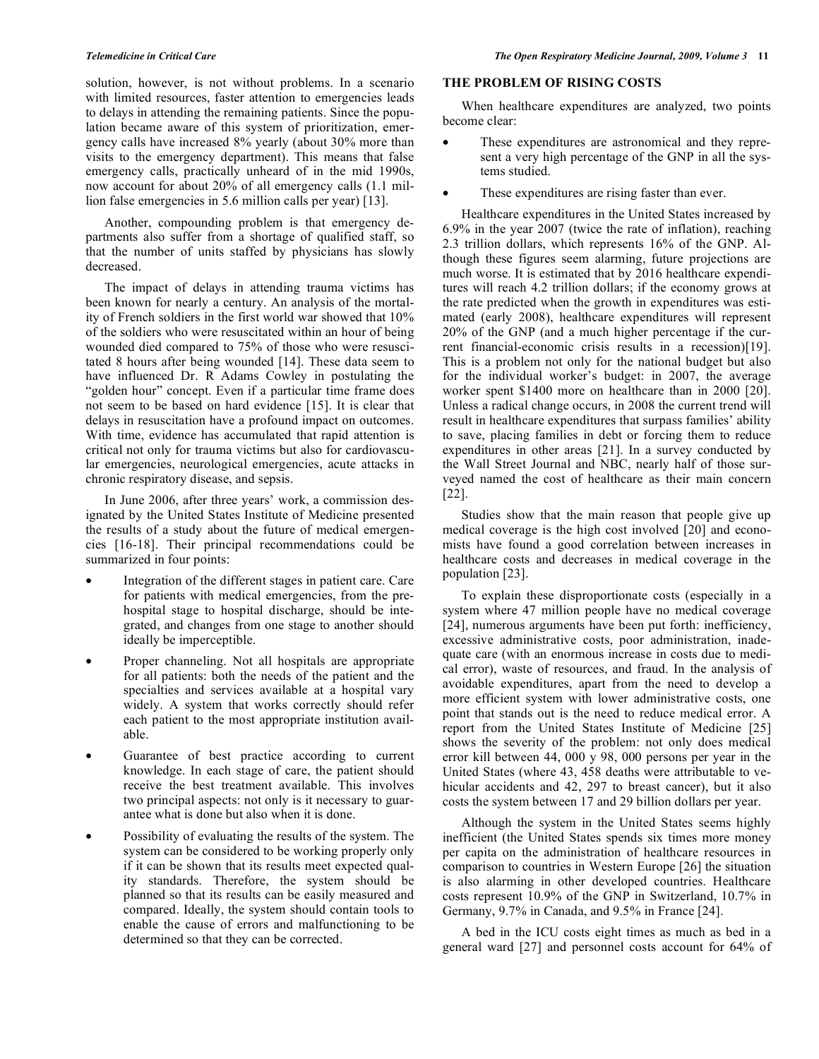solution, however, is not without problems. In a scenario with limited resources, faster attention to emergencies leads to delays in attending the remaining patients. Since the population became aware of this system of prioritization, emergency calls have increased 8% yearly (about 30% more than visits to the emergency department). This means that false emergency calls, practically unheard of in the mid 1990s, now account for about 20% of all emergency calls (1.1 million false emergencies in 5.6 million calls per year) [13].

Another, compounding problem is that emergency departments also suffer from a shortage of qualified staff, so that the number of units staffed by physicians has slowly decreased.

The impact of delays in attending trauma victims has been known for nearly a century. An analysis of the mortality of French soldiers in the first world war showed that 10% of the soldiers who were resuscitated within an hour of being wounded died compared to 75% of those who were resuscitated 8 hours after being wounded [14]. These data seem to have influenced Dr. R Adams Cowley in postulating the "golden hour" concept. Even if a particular time frame does not seem to be based on hard evidence [15]. It is clear that delays in resuscitation have a profound impact on outcomes. With time, evidence has accumulated that rapid attention is critical not only for trauma victims but also for cardiovascular emergencies, neurological emergencies, acute attacks in chronic respiratory disease, and sepsis.

In June 2006, after three years' work, a commission designated by the United States Institute of Medicine presented the results of a study about the future of medical emergencies [16-18]. Their principal recommendations could be summarized in four points:

- Integration of the different stages in patient care. Care for patients with medical emergencies, from the prehospital stage to hospital discharge, should be integrated, and changes from one stage to another should ideally be imperceptible.
- Proper channeling. Not all hospitals are appropriate for all patients: both the needs of the patient and the specialties and services available at a hospital vary widely. A system that works correctly should refer each patient to the most appropriate institution available.
- Guarantee of best practice according to current knowledge. In each stage of care, the patient should receive the best treatment available. This involves two principal aspects: not only is it necessary to guarantee what is done but also when it is done.
- Possibility of evaluating the results of the system. The system can be considered to be working properly only if it can be shown that its results meet expected quality standards. Therefore, the system should be planned so that its results can be easily measured and compared. Ideally, the system should contain tools to enable the cause of errors and malfunctioning to be determined so that they can be corrected.

## THE PROBLEM OF RISING COSTS

When healthcare expenditures are analyzed, two points become clear:

- These expenditures are astronomical and they represent a very high percentage of the GNP in all the systems studied.
- These expenditures are rising faster than ever.

Healthcare expenditures in the United States increased by 6.9% in the year 2007 (twice the rate of inflation), reaching 2.3 trillion dollars, which represents 16% of the GNP. Although these figures seem alarming, future projections are much worse. It is estimated that by 2016 healthcare expenditures will reach 4.2 trillion dollars; if the economy grows at the rate predicted when the growth in expenditures was estimated (early 2008), healthcare expenditures will represent 20% of the GNP (and a much higher percentage if the current financial-economic crisis results in a recession)[19]. This is a problem not only for the national budget but also for the individual worker's budget: in 2007, the average worker spent $1400 more on healthcare than in 2000 [20]. Unless a radical change occurs, in 2008 the current trend will result in healthcare expenditures that surpass families' ability to save, placing families in debt or forcing them to reduce expenditures in other areas [21]. In a survey conducted by the Wall Street Journal and NBC, nearly half of those surveyed named the cost of healthcare as their main concern [22].

Studies show that the main reason that people give up medical coverage is the high cost involved [20] and economists have found a good correlation between increases in healthcare costs and decreases in medical coverage in the population [23].

To explain these disproportionate costs (especially in a system where 47 million people have no medical coverage [24], numerous arguments have been put forth: inefficiency, excessive administrative costs, poor administration, inadequate care (with an enormous increase in costs due to medical error), waste of resources, and fraud. In the analysis of avoidable expenditures, apart from the need to develop a more efficient system with lower administrative costs, one point that stands out is the need to reduce medical error. A report from the United States Institute of Medicine [25] shows the severity of the problem: not only does medical error kill between 44, 000 y 98, 000 persons per year in the United States (where 43, 458 deaths were attributable to vehicular accidents and 42, 297 to breast cancer), but it also costs the system between 17 and 29 billion dollars per year.

Although the system in the United States seems highly inefficient (the United States spends six times more money per capita on the administration of healthcare resources in comparison to countries in Western Europe [26] the situation is also alarming in other developed countries. Healthcare costs represent 10.9% of the GNP in Switzerland, 10.7% in Germany, 9.7% in Canada, and 9.5% in France [24].

A bed in the ICU costs eight times as much as bed in a general ward [27] and personnel costs account for 64% of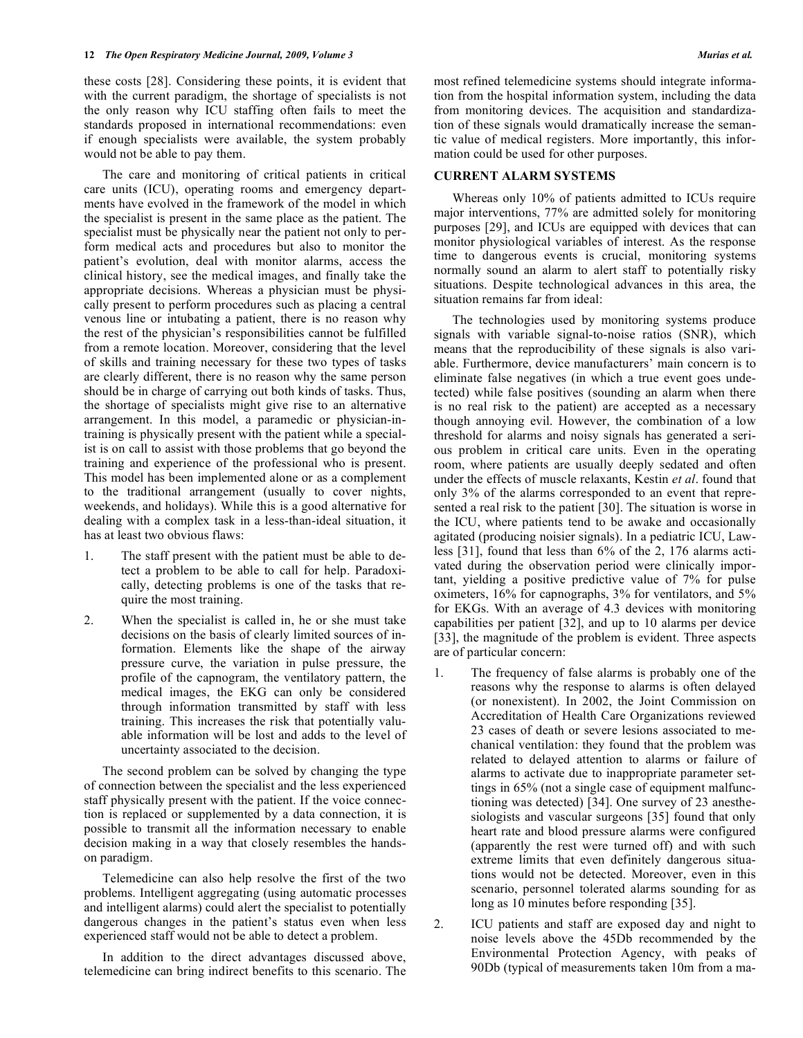these costs [28]. Considering these points, it is evident that with the current paradigm, the shortage of specialists is not the only reason why ICU staffing often fails to meet the standards proposed in international recommendations: even if enough specialists were available, the system probably would not be able to pay them.

The care and monitoring of critical patients in critical care units (ICU), operating rooms and emergency departments have evolved in the framework of the model in which the specialist is present in the same place as the patient. The specialist must be physically near the patient not only to perform medical acts and procedures but also to monitor the patient's evolution, deal with monitor alarms, access the clinical history, see the medical images, and finally take the appropriate decisions. Whereas a physician must be physically present to perform procedures such as placing a central venous line or intubating a patient, there is no reason why the rest of the physician's responsibilities cannot be fulfilled from a remote location. Moreover, considering that the level of skills and training necessary for these two types of tasks are clearly different, there is no reason why the same person should be in charge of carrying out both kinds of tasks. Thus, the shortage of specialists might give rise to an alternative arrangement. In this model, a paramedic or physician-in-training is physically present with the patient while a specialist is on call to assist with those problems that go beyond the training and experience of the professional who is present. This model has been implemented alone or as a complement to the traditional arrangement (usually to cover nights, weekends, and holidays). While this is a good alternative for dealing with a complex task in a less-than-ideal situation, it has at least two obvious flaws:

1. The staff present with the patient must be able to detect a problem to be able to call for help. Paradoxically, detecting problems is one of the tasks that require the most training.
2. When the specialist is called in, he or she must take decisions on the basis of clearly limited sources of information. Elements like the shape of the airway pressure curve, the variation in pulse pressure, the profile of the capnogram, the ventilatory pattern, the medical images, the EKG can only be considered through information transmitted by staff with less training. This increases the risk that potentially valuable information will be lost and adds to the level of uncertainty associated to the decision.

The second problem can be solved by changing the type of connection between the specialist and the less experienced staff physically present with the patient. If the voice connection is replaced or supplemented by a data connection, it is possible to transmit all the information necessary to enable decision making in a way that closely resembles the hands-on paradigm.

Telemedicine can also help resolve the first of the two problems. Intelligent aggregating (using automatic processes and intelligent alarms) could alert the specialist to potentially dangerous changes in the patient's status even when less experienced staff would not be able to detect a problem.

In addition to the direct advantages discussed above, telemedicine can bring indirect benefits to this scenario. The most refined telemedicine systems should integrate information from the hospital information system, including the data from monitoring devices. The acquisition and standardization of these signals would dramatically increase the semantic value of medical registers. More importantly, this information could be used for other purposes.

## CURRENT ALARM SYSTEMS

Whereas only 10% of patients admitted to ICUs require major interventions, 77% are admitted solely for monitoring purposes [29], and ICUs are equipped with devices that can monitor physiological variables of interest. As the response time to dangerous events is crucial, monitoring systems normally sound an alarm to alert staff to potentially risky situations. Despite technological advances in this area, the situation remains far from ideal:

The technologies used by monitoring systems produce signals with variable signal-to-noise ratios (SNR), which means that the reproducibility of these signals is also variable. Furthermore, device manufacturers' main concern is to eliminate false negatives (in which a true event goes undetected) while false positives (sounding an alarm when there is no real risk to the patient) are accepted as a necessary though annoying evil. However, the combination of a low threshold for alarms and noisy signals has generated a serious problem in critical care units. Even in the operating room, where patients are usually deeply sedated and often under the effects of muscle relaxants, Kestin *et al*. found that only 3% of the alarms corresponded to an event that represented a real risk to the patient [30]. The situation is worse in the ICU, where patients tend to be awake and occasionally agitated (producing noisier signals). In a pediatric ICU, Lawless [31], found that less than 6% of the 2, 176 alarms activated during the observation period were clinically important, yielding a positive predictive value of 7% for pulse oximeters, 16% for capnographs, 3% for ventilators, and 5% for EKGs. With an average of 4.3 devices with monitoring capabilities per patient [32], and up to 10 alarms per device [33], the magnitude of the problem is evident. Three aspects are of particular concern:

1. The frequency of false alarms is probably one of the reasons why the response to alarms is often delayed (or nonexistent). In 2002, the Joint Commission on Accreditation of Health Care Organizations reviewed 23 cases of death or severe lesions associated to mechanical ventilation: they found that the problem was related to delayed attention to alarms or failure of alarms to activate due to inappropriate parameter settings in 65% (not a single case of equipment malfunctioning was detected) [34]. One survey of 23 anesthesiologists and vascular surgeons [35] found that only heart rate and blood pressure alarms were configured (apparently the rest were turned off) and with such extreme limits that even definitely dangerous situations would not be detected. Moreover, even in this scenario, personnel tolerated alarms sounding for as long as 10 minutes before responding [35].
2. ICU patients and staff are exposed day and night to noise levels above the 45Db recommended by the Environmental Protection Agency, with peaks of 90Db (typical of measurements taken 10m from a ma-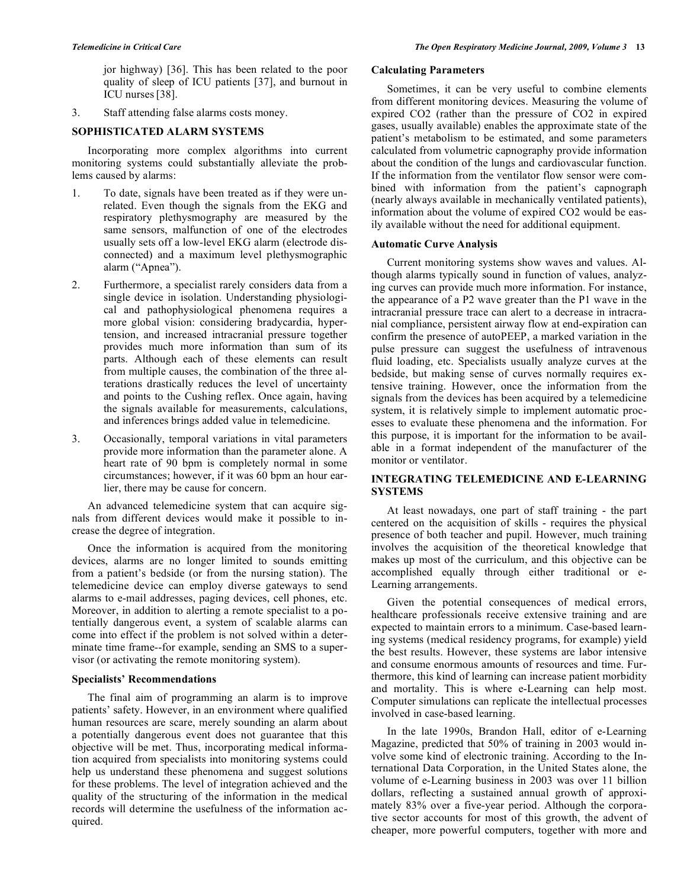jor highway) [36]. This has been related to the poor quality of sleep of ICU patients [37], and burnout in ICU nurses [38].

3. Staff attending false alarms costs money.

## SOPHISTICATED ALARM SYSTEMS

Incorporating more complex algorithms into current monitoring systems could substantially alleviate the problems caused by alarms:

1. To date, signals have been treated as if they were unrelated. Even though the signals from the EKG and respiratory plethysmography are measured by the same sensors, malfunction of one of the electrodes usually sets off a low-level EKG alarm (electrode disconnected) and a maximum level plethysmographic alarm ("Apnea").
2. Furthermore, a specialist rarely considers data from a single device in isolation. Understanding physiological and pathophysiological phenomena requires a more global vision: considering bradycardia, hypertension, and increased intracranial pressure together provides much more information than sum of its parts. Although each of these elements can result from multiple causes, the combination of the three alterations drastically reduces the level of uncertainty and points to the Cushing reflex. Once again, having the signals available for measurements, calculations, and inferences brings added value in telemedicine.
3. Occasionally, temporal variations in vital parameters provide more information than the parameter alone. A heart rate of 90 bpm is completely normal in some circumstances; however, if it was 60 bpm an hour earlier, there may be cause for concern.

An advanced telemedicine system that can acquire signals from different devices would make it possible to increase the degree of integration.

Once the information is acquired from the monitoring devices, alarms are no longer limited to sounds emitting from a patient's bedside (or from the nursing station). The telemedicine device can employ diverse gateways to send alarms to e-mail addresses, paging devices, cell phones, etc. Moreover, in addition to alerting a remote specialist to a potentially dangerous event, a system of scalable alarms can come into effect if the problem is not solved within a determinate time frame--for example, sending an SMS to a supervisor (or activating the remote monitoring system).

### Specialists' Recommendations

The final aim of programming an alarm is to improve patients' safety. However, in an environment where qualified human resources are scare, merely sounding an alarm about a potentially dangerous event does not guarantee that this objective will be met. Thus, incorporating medical information acquired from specialists into monitoring systems could help us understand these phenomena and suggest solutions for these problems. The level of integration achieved and the quality of the structuring of the information in the medical records will determine the usefulness of the information acquired.

### Calculating Parameters

Sometimes, it can be very useful to combine elements from different monitoring devices. Measuring the volume of expired $CO_2$ (rather than the pressure of $CO_2$ in expired gases, usually available) enables the approximate state of the patient's metabolism to be estimated, and some parameters calculated from volumetric capnography provide information about the condition of the lungs and cardiovascular function. If the information from the ventilator flow sensor were combined with information from the patient's capnograph (nearly always available in mechanically ventilated patients), information about the volume of expired $CO_2$ would be easily available without the need for additional equipment.

### Automatic Curve Analysis

Current monitoring systems show waves and values. Although alarms typically sound in function of values, analyzing curves can provide much more information. For instance, the appearance of a P2 wave greater than the P1 wave in the intracranial pressure trace can alert to a decrease in intracranial compliance, persistent airway flow at end-expiration can confirm the presence of autoPEEP, a marked variation in the pulse pressure can suggest the usefulness of intravenous fluid loading, etc. Specialists usually analyze curves at the bedside, but making sense of curves normally requires extensive training. However, once the information from the signals from the devices has been acquired by a telemedicine system, it is relatively simple to implement automatic processes to evaluate these phenomena and the information. For this purpose, it is important for the information to be available in a format independent of the manufacturer of the monitor or ventilator.

## INTEGRATING TELEMEDICINE AND E-LEARNING SYSTEMS

At least nowadays, one part of staff training - the part centered on the acquisition of skills - requires the physical presence of both teacher and pupil. However, much training involves the acquisition of the theoretical knowledge that makes up most of the curriculum, and this objective can be accomplished equally through either traditional or e-Learning arrangements.

Given the potential consequences of medical errors, healthcare professionals receive extensive training and are expected to maintain errors to a minimum. Case-based learning systems (medical residency programs, for example) yield the best results. However, these systems are labor intensive and consume enormous amounts of resources and time. Furthermore, this kind of learning can increase patient morbidity and mortality. This is where e-Learning can help most. Computer simulations can replicate the intellectual processes involved in case-based learning.

In the late 1990s, Brandon Hall, editor of e-Learning Magazine, predicted that 50% of training in 2003 would involve some kind of electronic training. According to the International Data Corporation, in the United States alone, the volume of e-Learning business in 2003 was over 11 billion dollars, reflecting a sustained annual growth of approximately 83% over a five-year period. Although the corporative sector accounts for most of this growth, the advent of cheaper, more powerful computers, together with more and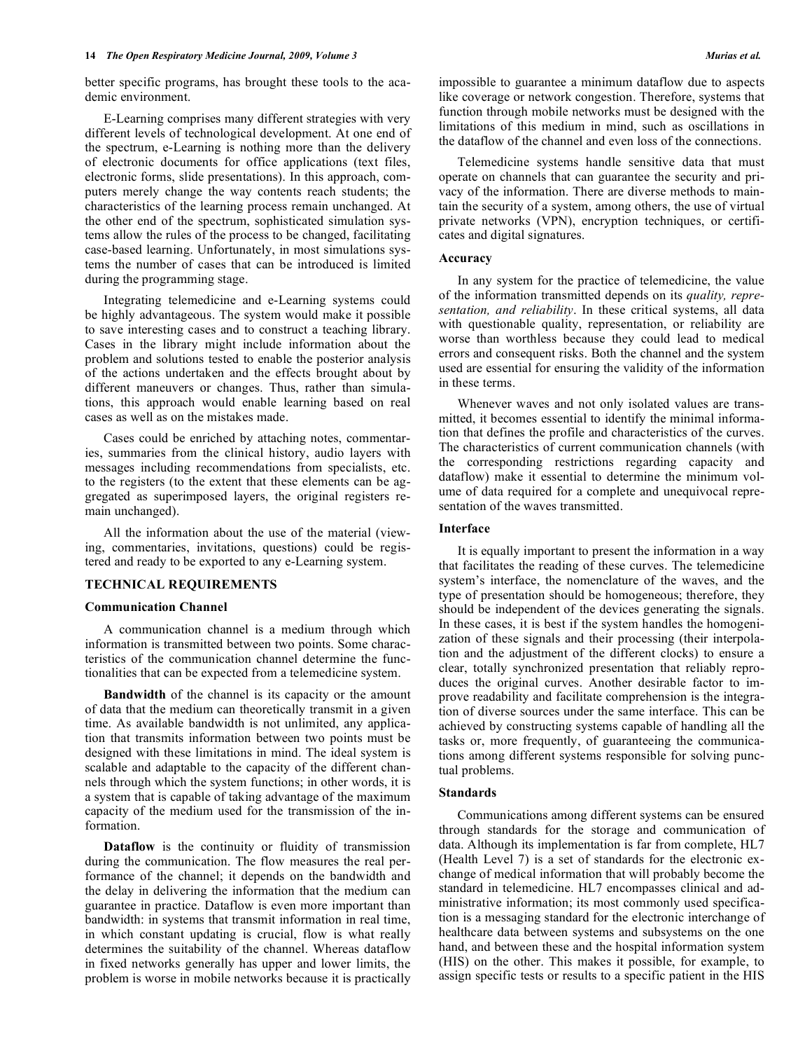better specific programs, has brought these tools to the academic environment.

E-Learning comprises many different strategies with very different levels of technological development. At one end of the spectrum, e-Learning is nothing more than the delivery of electronic documents for office applications (text files, electronic forms, slide presentations). In this approach, computers merely change the way contents reach students; the characteristics of the learning process remain unchanged. At the other end of the spectrum, sophisticated simulation systems allow the rules of the process to be changed, facilitating case-based learning. Unfortunately, in most simulations systems the number of cases that can be introduced is limited during the programming stage.

Integrating telemedicine and e-Learning systems could be highly advantageous. The system would make it possible to save interesting cases and to construct a teaching library. Cases in the library might include information about the problem and solutions tested to enable the posterior analysis of the actions undertaken and the effects brought about by different maneuvers or changes. Thus, rather than simulations, this approach would enable learning based on real cases as well as on the mistakes made.

Cases could be enriched by attaching notes, commentaries, summaries from the clinical history, audio layers with messages including recommendations from specialists, etc. to the registers (to the extent that these elements can be aggregated as superimposed layers, the original registers remain unchanged).

All the information about the use of the material (viewing, commentaries, invitations, questions) could be registered and ready to be exported to any e-Learning system.

## TECHNICAL REQUIREMENTS

### Communication Channel

A communication channel is a medium through which information is transmitted between two points. Some characteristics of the communication channel determine the functionalities that can be expected from a telemedicine system.

**Bandwidth** of the channel is its capacity or the amount of data that the medium can theoretically transmit in a given time. As available bandwidth is not unlimited, any application that transmits information between two points must be designed with these limitations in mind. The ideal system is scalable and adaptable to the capacity of the different channels through which the system functions; in other words, it is a system that is capable of taking advantage of the maximum capacity of the medium used for the transmission of the information.

**Dataflow** is the continuity or fluidity of transmission during the communication. The flow measures the real performance of the channel; it depends on the bandwidth and the delay in delivering the information that the medium can guarantee in practice. Dataflow is even more important than bandwidth: in systems that transmit information in real time, in which constant updating is crucial, flow is what really determines the suitability of the channel. Whereas dataflow in fixed networks generally has upper and lower limits, the problem is worse in mobile networks because it is practically impossible to guarantee a minimum dataflow due to aspects like coverage or network congestion. Therefore, systems that function through mobile networks must be designed with the limitations of this medium in mind, such as oscillations in the dataflow of the channel and even loss of the connections.

Telemedicine systems handle sensitive data that must operate on channels that can guarantee the security and privacy of the information. There are diverse methods to maintain the security of a system, among others, the use of virtual private networks (VPN), encryption techniques, or certificates and digital signatures.

### Accuracy

In any system for the practice of telemedicine, the value of the information transmitted depends on its *quality, representation, and reliability*. In these critical systems, all data with questionable quality, representation, or reliability are worse than worthless because they could lead to medical errors and consequent risks. Both the channel and the system used are essential for ensuring the validity of the information in these terms.

Whenever waves and not only isolated values are transmitted, it becomes essential to identify the minimal information that defines the profile and characteristics of the curves. The characteristics of current communication channels (with the corresponding restrictions regarding capacity and dataflow) make it essential to determine the minimum volume of data required for a complete and unequivocal representation of the waves transmitted.

### Interface

It is equally important to present the information in a way that facilitates the reading of these curves. The telemedicine system's interface, the nomenclature of the waves, and the type of presentation should be homogeneous; therefore, they should be independent of the devices generating the signals. In these cases, it is best if the system handles the homogenization of these signals and their processing (their interpolation and the adjustment of the different clocks) to ensure a clear, totally synchronized presentation that reliably reproduces the original curves. Another desirable factor to improve readability and facilitate comprehension is the integration of diverse sources under the same interface. This can be achieved by constructing systems capable of handling all the tasks or, more frequently, of guaranteeing the communications among different systems responsible for solving punctual problems.

### Standards

Communications among different systems can be ensured through standards for the storage and communication of data. Although its implementation is far from complete, HL7 (Health Level 7) is a set of standards for the electronic exchange of medical information that will probably become the standard in telemedicine. HL7 encompasses clinical and administrative information; its most commonly used specification is a messaging standard for the electronic interchange of healthcare data between systems and subsystems on the one hand, and between these and the hospital information system (HIS) on the other. This makes it possible, for example, to assign specific tests or results to a specific patient in the HIS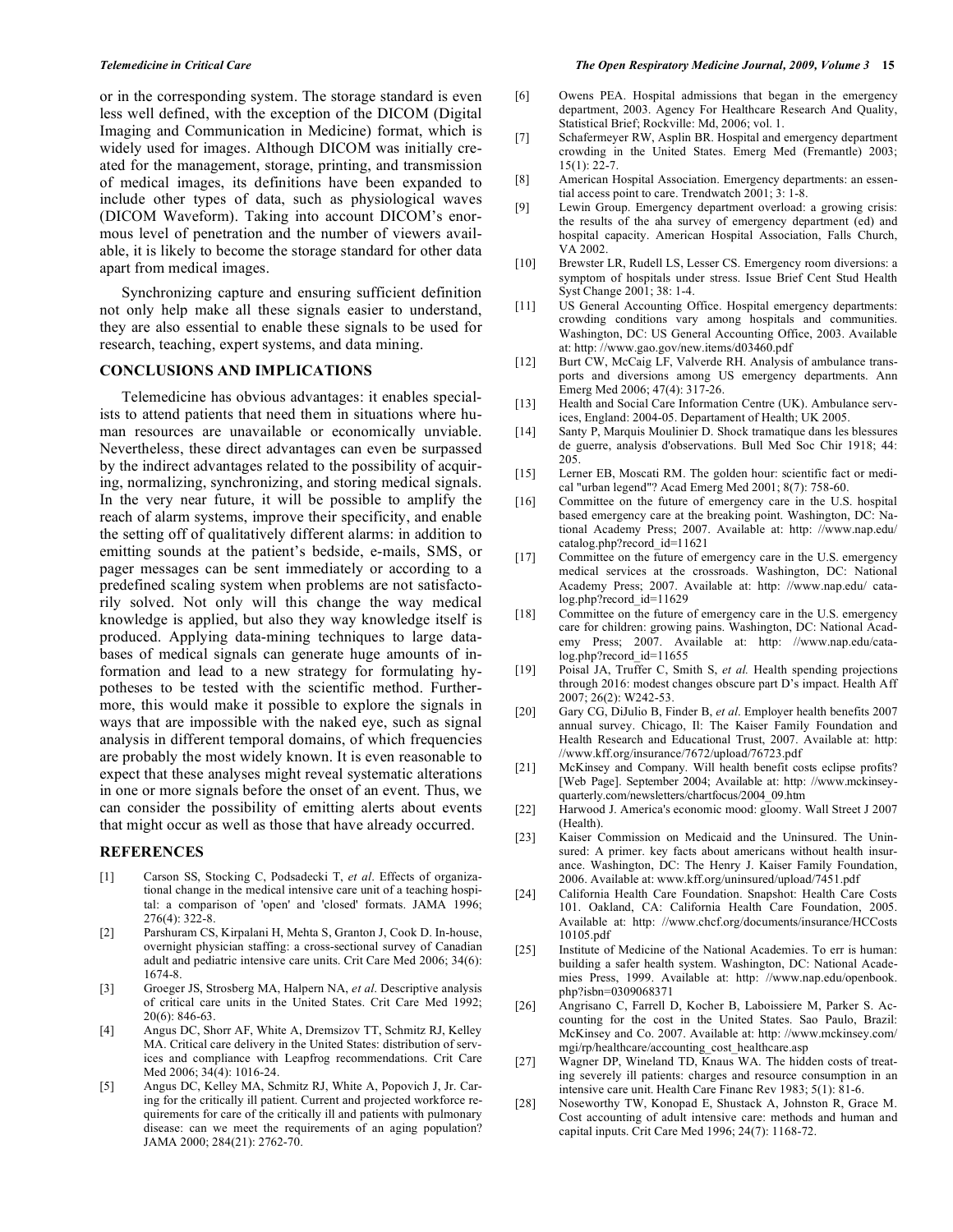or in the corresponding system. The storage standard is even less well defined, with the exception of the DICOM (Digital Imaging and Communication in Medicine) format, which is widely used for images. Although DICOM was initially created for the management, storage, printing, and transmission of medical images, its definitions have been expanded to include other types of data, such as physiological waves (DICOM Waveform). Taking into account DICOM's enormous level of penetration and the number of viewers available, it is likely to become the storage standard for other data apart from medical images.

Synchronizing capture and ensuring sufficient definition not only help make all these signals easier to understand, they are also essential to enable these signals to be used for research, teaching, expert systems, and data mining.

## CONCLUSIONS AND IMPLICATIONS

Telemedicine has obvious advantages: it enables specialists to attend patients that need them in situations where human resources are unavailable or economically unviable. Nevertheless, these direct advantages can even be surpassed by the indirect advantages related to the possibility of acquiring, normalizing, synchronizing, and storing medical signals. In the very near future, it will be possible to amplify the reach of alarm systems, improve their specificity, and enable the setting off of qualitatively different alarms: in addition to emitting sounds at the patient's bedside, e-mails, SMS, or pager messages can be sent immediately or according to a predefined scaling system when problems are not satisfactorily solved. Not only will this change the way medical knowledge is applied, but also they way knowledge itself is produced. Applying data-mining techniques to large databases of medical signals can generate huge amounts of information and lead to a new strategy for formulating hypotheses to be tested with the scientific method. Furthermore, this would make it possible to explore the signals in ways that are impossible with the naked eye, such as signal analysis in different temporal domains, of which frequencies are probably the most widely known. It is even reasonable to expect that these analyses might reveal systematic alterations in one or more signals before the onset of an event. Thus, we can consider the possibility of emitting alerts about events that might occur as well as those that have already occurred.

## REFERENCES

[1] Carson SS, Stocking C, Podsadecki T, *et al*. Effects of organizational change in the medical intensive care unit of a teaching hospital: a comparison of 'open' and 'closed' formats. JAMA 1996; 276(4): 322-8.

[2] Parshuram CS, Kirpalani H, Mehta S, Granton J, Cook D. In-house, overnight physician staffing: a cross-sectional survey of Canadian adult and pediatric intensive care units. Crit Care Med 2006; 34(6): 1674-8.

[3] Groeger JS, Strosberg MA, Halpern NA, *et al*. Descriptive analysis of critical care units in the United States. Crit Care Med 1992; 20(6): 846-63.

[4] Angus DC, Shorr AF, White A, Dremsizov TT, Schmitz RJ, Kelley MA. Critical care delivery in the United States: distribution of services and compliance with Leapfrog recommendations. Crit Care Med 2006; 34(4): 1016-24.

[5] Angus DC, Kelley MA, Schmitz RJ, White A, Popovich J, Jr. Caring for the critically ill patient. Current and projected workforce requirements for care of the critically ill and patients with pulmonary disease: can we meet the requirements of an aging population? JAMA 2000; 284(21): 2762-70.

[6] Owens PEA. Hospital admissions that began in the emergency department, 2003. Agency For Healthcare Research And Quality, Statistical Brief; Rockville: Md, 2006; vol. 1.

[7] Schafermeyer RW, Asplin BR. Hospital and emergency department crowding in the United States. Emerg Med (Fremantle) 2003; 15(1): 22-7.

[8] American Hospital Association. Emergency departments: an essential access point to care. Trendwatch 2001; 3: 1-8.

[9] Lewin Group. Emergency department overload: a growing crisis: the results of the aha survey of emergency department (ed) and hospital capacity. American Hospital Association, Falls Church, VA 2002.

[10] Brewster LR, Rudell LS, Lesser CS. Emergency room diversions: a symptom of hospitals under stress. Issue Brief Cent Stud Health Syst Change 2001; 38: 1-4.

[11] US General Accounting Office. Hospital emergency departments: crowding conditions vary among hospitals and communities. Washington, DC: US General Accounting Office, 2003. Available at: http: //www.gao.gov/new.items/d03460.pdf

[12] Burt CW, McCaig LF, Valverde RH. Analysis of ambulance transports and diversions among US emergency departments. Ann Emerg Med 2006; 47(4): 317-26.

[13] Health and Social Care Information Centre (UK). Ambulance services, England: 2004-05. Departament of Health; UK 2005.

[14] Santy P, Marquis Moulinier D. Shock tramatique dans les blessures de guerre, analysis d'observations. Bull Med Soc Chir 1918; 44: 205.

[15] Lerner EB, Moscati RM. The golden hour: scientific fact or medical "urban legend"? Acad Emerg Med 2001; 8(7): 758-60.

[16] Committee on the future of emergency care in the U.S. hospital based emergency care at the breaking point. Washington, DC: National Academy Press; 2007. Available at: http: //www.nap.edu/catalog.php?record_id=11621

[17] Committee on the future of emergency care in the U.S. emergency medical services at the crossroads. Washington, DC: National Academy Press; 2007. Available at: http: //www.nap.edu/catalog.php?record_id=11629

[18] Committee on the future of emergency care in the U.S. emergency care for children: growing pains. Washington, DC: National Academy Press; 2007. Available at: http: //www.nap.edu/catalog.php?record_id=11655

[19] Poisal JA, Truffer C, Smith S, *et al.* Health spending projections through 2016: modest changes obscure part D's impact. Health Aff 2007; 26(2): W242-53.

[20] Gary CG, DiJulio B, Finder B, *et al*. Employer health benefits 2007 annual survey. Chicago, Il: The Kaiser Family Foundation and Health Research and Educational Trust, 2007. Available at: http: //www.kff.org/insurance/7672/upload/76723.pdf

[21] McKinsey and Company. Will health benefit costs eclipse profits? [Web Page]. September 2004; Available at: http: //www.mckinseyquarterly.com/newsletters/chartfocus/2004_09.htm

[22] Harwood J. America's economic mood: gloomy. Wall Street J 2007 (Health).

[23] Kaiser Commission on Medicaid and the Uninsured. The Uninsured: A primer. key facts about americans without health insurance. Washington, DC: The Henry J. Kaiser Family Foundation, 2006. Available at: www.kff.org/uninsured/upload/7451.pdf

[24] California Health Care Foundation. Snapshot: Health Care Costs 101. Oakland, CA: California Health Care Foundation, 2005. Available at: http: //www.chcf.org/documents/insurance/HCCosts10105.pdf

[25] Institute of Medicine of the National Academies. To err is human: building a safer health system. Washington, DC: National Academies Press, 1999. Available at: http: //www.nap.edu/openbook.php?isbn=0309068371

[26] Angrisano C, Farrell D, Kocher B, Laboissiere M, Parker S. Accounting for the cost in the United States. Sao Paulo, Brazil: McKinsey and Co. 2007. Available at: http: //www.mckinsey.com/mgi/rp/healthcare/accounting_cost_healthcare.asp

[27] Wagner DP, Wineland TD, Knaus WA. The hidden costs of treating severely ill patients: charges and resource consumption in an intensive care unit. Health Care Financ Rev 1983; 5(1): 81-6.

[28] Noseworthy TW, Konopad E, Shustack A, Johnston R, Grace M. Cost accounting of adult intensive care: methods and human and capital inputs. Crit Care Med 1996; 24(7): 1168-72.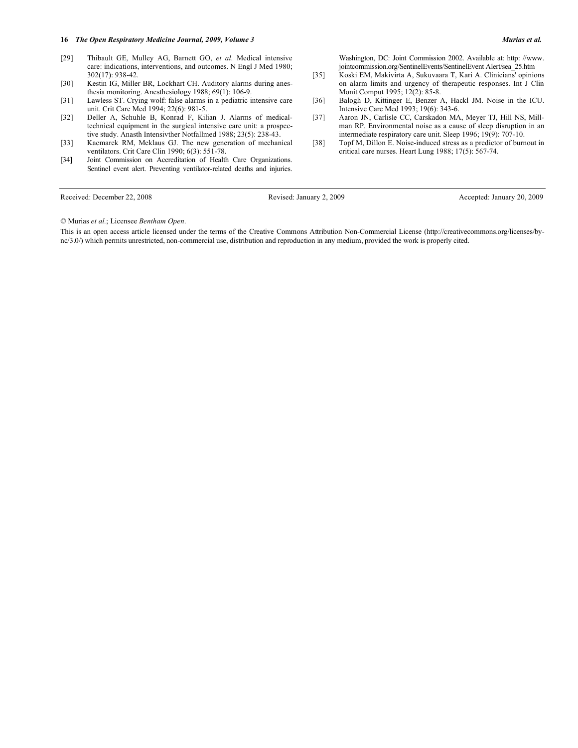[29] Thibault GE, Mulley AG, Barnett GO, *et al*. Medical intensive care: indications, interventions, and outcomes. N Engl J Med 1980; 302(17): 938-42.

[30] Kestin IG, Miller BR, Lockhart CH. Auditory alarms during anesthesia monitoring. Anesthesiology 1988; 69(1): 106-9.

[31] Lawless ST. Crying wolf: false alarms in a pediatric intensive care unit. Crit Care Med 1994; 22(6): 981-5.

[32] Deller A, Schuhle B, Konrad F, Kilian J. Alarms of medical-technical equipment in the surgical intensive care unit: a prospective study. Anasth Intensivther Notfallmed 1988; 23(5): 238-43.

[33] Kacmarek RM, Meklaus GJ. The new generation of mechanical ventilators. Crit Care Clin 1990; 6(3): 551-78.

[34] Joint Commission on Accreditation of Health Care Organizations. Sentinel event alert. Preventing ventilator-related deaths and injuries. Washington, DC: Joint Commission 2002. Available at: http: //www. jointcommission.org/SentinelEvents/SentinelEvent Alert/sea_25.htm

[35] Koski EM, Makivirta A, Sukuvaara T, Kari A. Clinicians' opinions on alarm limits and urgency of therapeutic responses. Int J Clin Monit Comput 1995; 12(2): 85-8.

[36] Balogh D, Kittinger E, Benzer A, Hackl JM. Noise in the ICU. Intensive Care Med 1993; 19(6): 343-6.

[37] Aaron JN, Carlisle CC, Carskadon MA, Meyer TJ, Hill NS, Millman RP. Environmental noise as a cause of sleep disruption in an intermediate respiratory care unit. Sleep 1996; 19(9): 707-10.

[38] Topf M, Dillon E. Noise-induced stress as a predictor of burnout in critical care nurses. Heart Lung 1988; 17(5): 567-74.

Received: December 22, 2008 Revised: January 2, 2009 Accepted: January 20, 2009

© Murias *et al*.; Licensee *Bentham Open*.

This is an open access article licensed under the terms of the Creative Commons Attribution Non-Commercial License (http://creativecommons.org/licenses/by-nc/3.0/) which permits unrestricted, non-commercial use, distribution and reproduction in any medium, provided the work is properly cited.